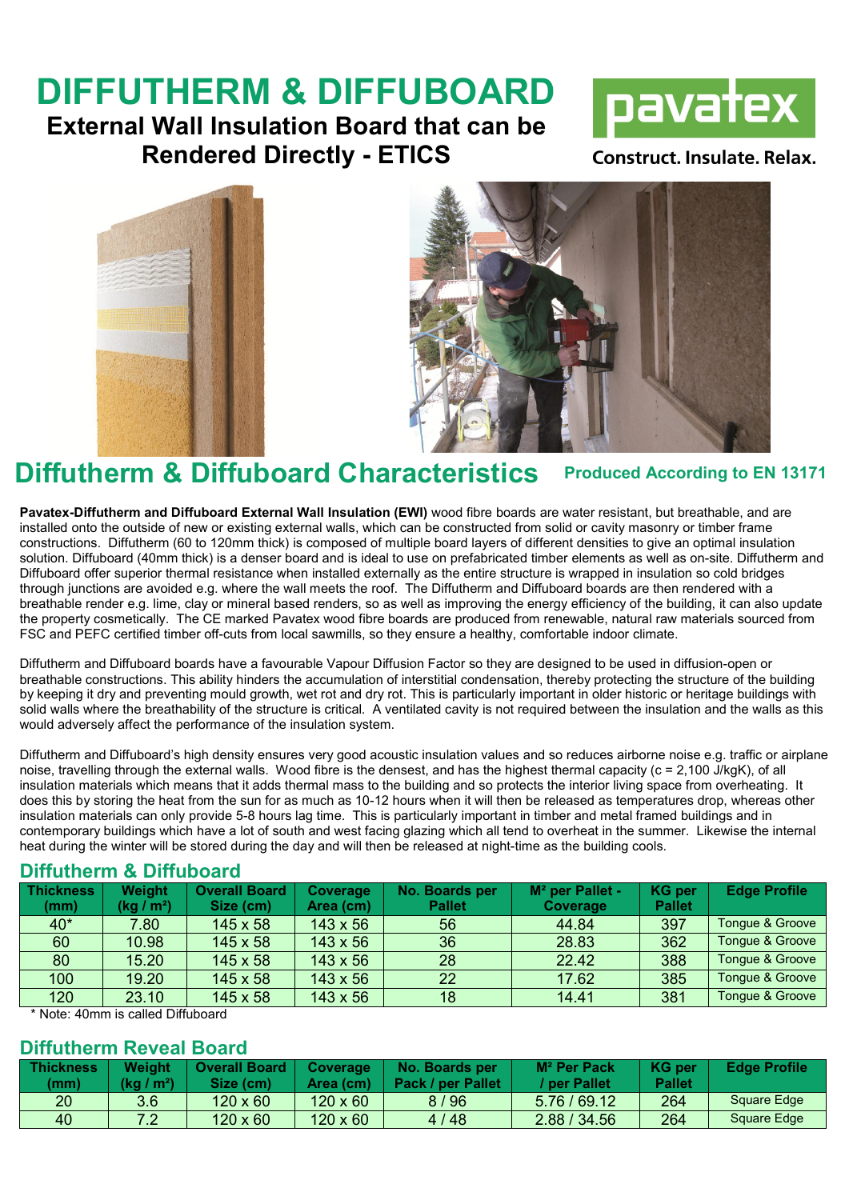# DIFFUTHERM & DIFFUBOARD

**External Wall Insulation Board that can be Rendered Directly - ETICS**

pavatex

Construct. Insulate. Relax.

## Diffutherm & Diffuboard Characteristics

**Produced According to EN 13171**

**Pavatex-Diffutherm and Diffuboard External Wall Insulation (EWI)** wood fibre boards are water resistant, but breathable, and are installed onto the outside of new or existing external walls, which can be constructed from solid or cavity masonry or timber frame constructions. Diffutherm (60 to 120mm thick) is composed of multiple board layers of different densities to give an optimal insulation solution. Diffuboard (40mm thick) is a denser board and is ideal to use on prefabricated timber elements as well as on-site. Diffutherm and Diffuboard offer superior thermal resistance when installed externally as the entire structure is wrapped in insulation so cold bridges through junctions are avoided e.g. where the wall meets the roof. The Diffutherm and Diffuboard boards are then rendered with a breathable render e.g. lime, clay or mineral based renders, so as well as improving the energy efficiency of the building, it can also update the property cosmetically. The CE marked Pavatex wood fibre boards are produced from renewable, natural raw materials sourced from FSC and PEFC certified timber off-cuts from local sawmills, so they ensure a healthy, comfortable indoor climate.

Diffutherm and Diffuboard boards have a favourable Vapour Diffusion Factor so they are designed to be used in diffusion-open or breathable constructions. This ability hinders the accumulation of interstitial condensation, thereby protecting the structure of the building by keeping it dry and preventing mould growth, wet rot and dry rot. This is particularly important in older historic or heritage buildings with solid walls where the breathability of the structure is critical. A ventilated cavity is not required between the insulation and the walls as this would adversely affect the performance of the insulation system.

Diffutherm and Diffuboard's high density ensures very good acoustic insulation values and so reduces airborne noise e.g. traffic or airplane noise, travelling through the external walls. Wood fibre is the densest, and has the highest thermal capacity (c = 2,100 J/kgK), of all insulation materials which means that it adds thermal mass to the building and so protects the interior living space from overheating. It does this by storing the heat from the sun for as much as 10-12 hours when it will then be released as temperatures drop, whereas other insulation materials can only provide 5-8 hours lag time. This is particularly important in timber and metal framed buildings and in contemporary buildings which have a lot of south and west facing glazing which all tend to overheat in the summer. Likewise the internal heat during the winter will be stored during the day and will then be released at night-time as the building cools.

### Diffutherm & Diffuboard

| Thickness (mm) | Weight (kg / m²) | Overall Board Size (cm) | Coverage Area (cm) | No. Boards per Pallet | M² per Pallet - Coverage | KG per Pallet | Edge Profile |
|---|---|---|---|---|---|---|---|
| 40* | 7.80 | 145 x 58 | 143 x 56 | 56 | 44.84 | 397 | Tongue & Groove |
| 60 | 10.98 | 145 x 58 | 143 x 56 | 36 | 28.83 | 362 | Tongue & Groove |
| 80 | 15.20 | 145 x 58 | 143 x 56 | 28 | 22.42 | 388 | Tongue & Groove |
| 100 | 19.20 | 145 x 58 | 143 x 56 | 22 | 17.62 | 385 | Tongue & Groove |
| 120 | 23.10 | 145 x 58 | 143 x 56 | 18 | 14.41 | 381 | Tongue & Groove |

\* Note: 40mm is called Diffuboard

### Diffutherm Reveal Board

| Thickness (mm) | Weight (kg / m²) | Overall Board Size (cm) | Coverage Area (cm) | No. Boards per Pack / per Pallet | M² Per Pack / per Pallet | KG per Pallet | Edge Profile |
|---|---|---|---|---|---|---|---|
| 20 | 3.6 | 120 x 60 | 120 x 60 | 8 / 96 | 5.76 / 69.12 | 264 | Square Edge |
| 40 | 7.2 | 120 x 60 | 120 x 60 | 4 / 48 | 2.88 / 34.56 | 264 | Square Edge |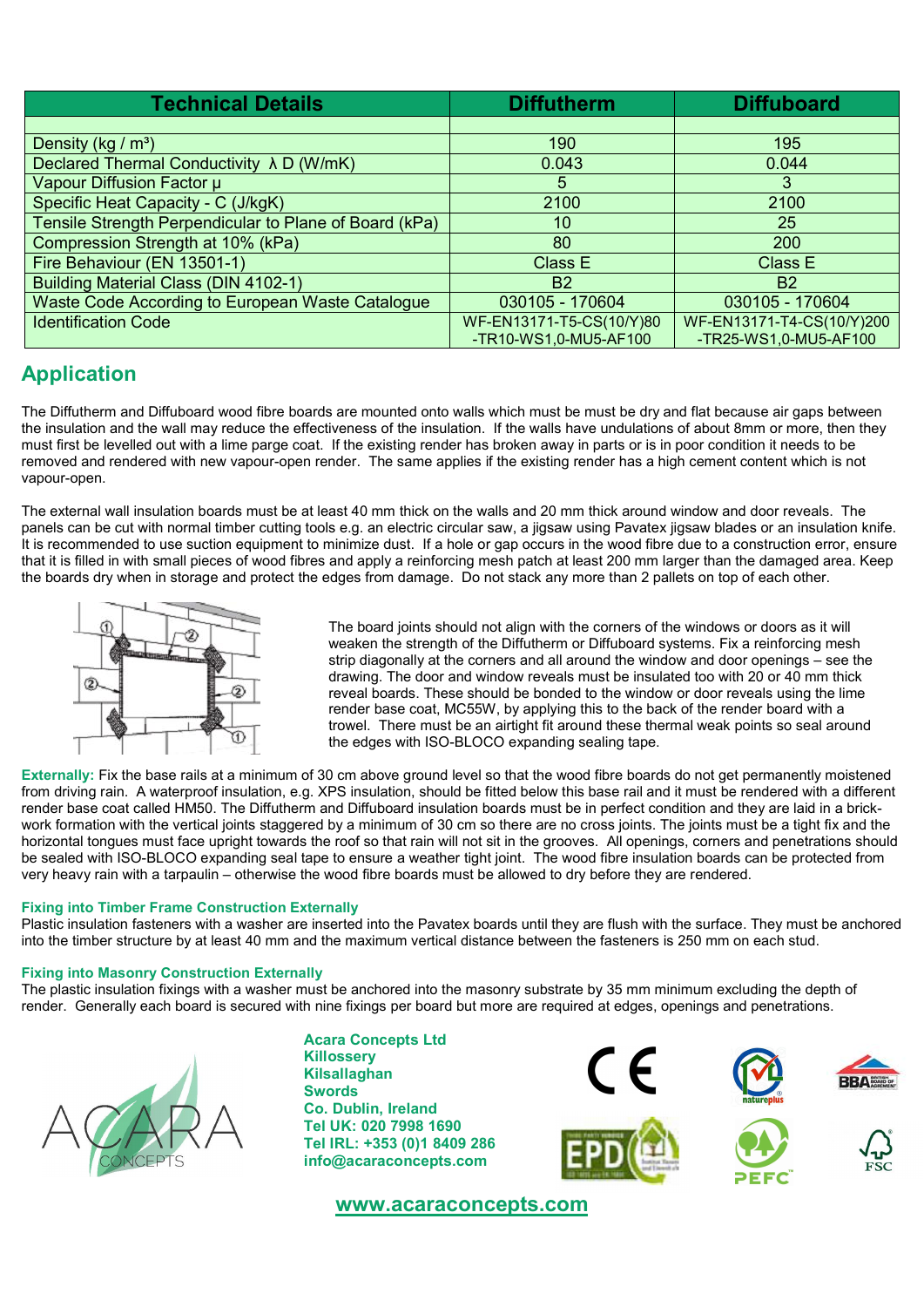| Technical Details | Diffutherm | Diffuboard |
|---|---|---|
| | | |
| Density (kg / m³) | 190 | 195 |
| Declared Thermal Conductivity λ D (W/mK) | 0.043 | 0.044 |
| Vapour Diffusion Factor μ | 5 | 3 |
| Specific Heat Capacity - C (J/kgK) | 2100 | 2100 |
| Tensile Strength Perpendicular to Plane of Board (kPa) | 10 | 25 |
| Compression Strength at 10% (kPa) | 80 | 200 |
| Fire Behaviour (EN 13501-1) | Class E | Class E |
| Building Material Class (DIN 4102-1) | B2 | B2 |
| Waste Code According to European Waste Catalogue | 030105 - 170604 | 030105 - 170604 |
| Identification Code | WF-EN13171-T5-CS(10/Y)80 -TR10-WS1,0-MU5-AF100 | WF-EN13171-T4-CS(10/Y)200 -TR25-WS1,0-MU5-AF100 |

## Application

The Diffutherm and Diffuboard wood fibre boards are mounted onto walls which must be must be dry and flat because air gaps between the insulation and the wall may reduce the effectiveness of the insulation. If the walls have undulations of about 8mm or more, then they must first be levelled out with a lime parge coat. If the existing render has broken away in parts or is in poor condition it needs to be removed and rendered with new vapour-open render. The same applies if the existing render has a high cement content which is not vapour-open.

The external wall insulation boards must be at least 40 mm thick on the walls and 20 mm thick around window and door reveals. The panels can be cut with normal timber cutting tools e.g. an electric circular saw, a jigsaw using Pavatex jigsaw blades or an insulation knife. It is recommended to use suction equipment to minimize dust. If a hole or gap occurs in the wood fibre due to a construction error, ensure that it is filled in with small pieces of wood fibres and apply a reinforcing mesh patch at least 200 mm larger than the damaged area. Keep the boards dry when in storage and protect the edges from damage. Do not stack any more than 2 pallets on top of each other.

The board joints should not align with the corners of the windows or doors as it will weaken the strength of the Diffutherm or Diffuboard systems. Fix a reinforcing mesh strip diagonally at the corners and all around the window and door openings – see the drawing. The door and window reveals must be insulated too with 20 or 40 mm thick reveal boards. These should be bonded to the window or door reveals using the lime render base coat, MC55W, by applying this to the back of the render board with a trowel. There must be an airtight fit around these thermal weak points so seal around the edges with ISO-BLOCO expanding sealing tape.

**Externally:** Fix the base rails at a minimum of 30 cm above ground level so that the wood fibre boards do not get permanently moistened from driving rain. A waterproof insulation, e.g. XPS insulation, should be fitted below this base rail and it must be rendered with a different render base coat called HM50. The Diffutherm and Diffuboard insulation boards must be in perfect condition and they are laid in a brick-work formation with the vertical joints staggered by a minimum of 30 cm so there are no cross joints. The joints must be a tight fix and the horizontal tongues must face upright towards the roof so that rain will not sit in the grooves. All openings, corners and penetrations should be sealed with ISO-BLOCO expanding sealing tape to ensure a weather tight joint. The wood fibre insulation boards can be protected from very heavy rain with a tarpaulin – otherwise the wood fibre boards must be allowed to dry before they are rendered.

### Fixing into Timber Frame Construction Externally

Plastic insulation fasteners with a washer are inserted into the Pavatex boards until they are flush with the surface. They must be anchored into the timber structure by at least 40 mm and the maximum vertical distance between the fasteners is 250 mm on each stud.

### Fixing into Masonry Construction Externally

The plastic insulation fixings with a washer must be anchored into the masonry substrate by 35 mm minimum excluding the depth of render. Generally each board is secured with nine fixings per board but more are required at edges, openings and penetrations.

**Acara Concepts Ltd**
**Killossery**
**Kilsallaghan**
**Swords**
**Co. Dublin, Ireland**
**Tel UK: 020 7998 1690**
**Tel IRL: +353 (0)1 8409 286**
**info@acaraconcepts.com**

**www.acaraconcepts.com**